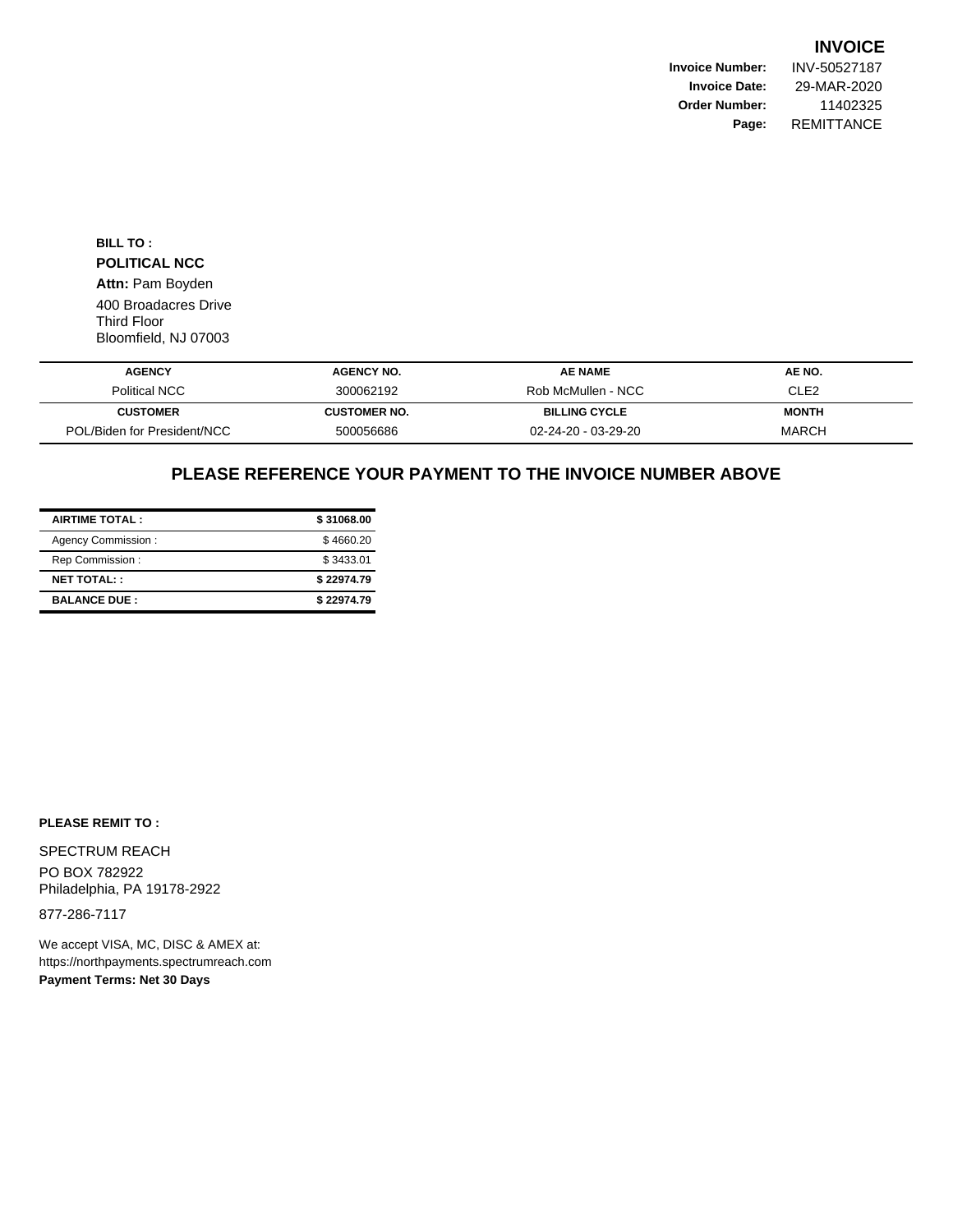# INVOICE

| | |
|---|---|
| **Invoice Number:** | INV-50527187 |
| **Invoice Date:** | 29-MAR-2020 |
| **Order Number:** | 11402325 |
| **Page:** | REMITTANCE |

**BILL TO :**

**POLITICAL NCC**

**Attn:** Pam Boyden

400 Broadacres Drive
Third Floor
Bloomfield, NJ 07003

| AGENCY | AGENCY NO. | AE NAME | AE NO. |
|---|---|---|---|
| Political NCC | 300062192 | Rob McMullen - NCC | CLE2 |
| **CUSTOMER** | **CUSTOMER NO.** | **BILLING CYCLE** | **MONTH** |
| POL/Biden for President/NCC | 500056686 | 02-24-20 - 03-29-20 | MARCH |

## PLEASE REFERENCE YOUR PAYMENT TO THE INVOICE NUMBER ABOVE

| | |
|---|---|
| **AIRTIME TOTAL :** | **$ 31068.00** |
| Agency Commission : | $ 4660.20 |
| Rep Commission : | $ 3433.01 |
| **NET TOTAL: :** | **$ 22974.79** |
| **BALANCE DUE :** | **$ 22974.79** |

**PLEASE REMIT TO :**

SPECTRUM REACH

PO BOX 782922
Philadelphia, PA 19178-2922

877-286-7117

We accept VISA, MC, DISC & AMEX at:
https://northpayments.spectrumreach.com

**Payment Terms: Net 30 Days**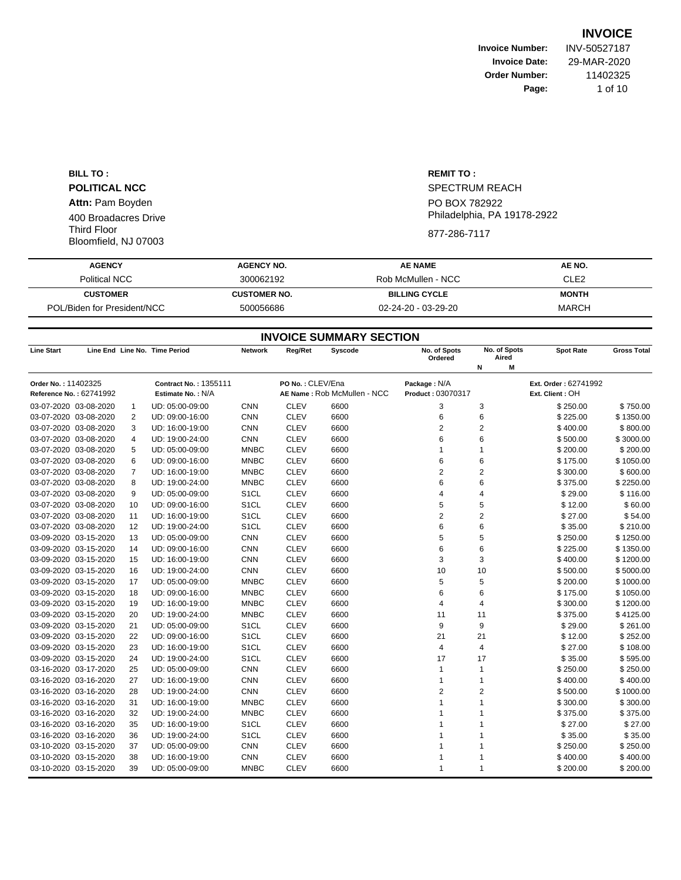# INVOICE

**Invoice Number:** INV-50527187
**Invoice Date:** 29-MAR-2020
**Order Number:** 11402325

**BILL TO :**

**POLITICAL NCC**

**Attn:** Pam Boyden

400 Broadacres Drive
Third Floor
Bloomfield, NJ 07003

**REMIT TO :**

SPECTRUM REACH

PO BOX 782922
Philadelphia, PA 19178-2922

877-286-7117

| AGENCY | AGENCY NO. | AE NAME | AE NO. |
|---|---|---|---|
| Political NCC | 300062192 | Rob McMullen - NCC | CLE2 |
| **CUSTOMER** | **CUSTOMER NO.** | **BILLING CYCLE** | **MONTH** |
| POL/Biden for President/NCC | 500056686 | 02-24-20 - 03-29-20 | MARCH |

## INVOICE SUMMARY SECTION

**Order No. :** 11402325 | **Reference No. :** 62741992 | **Contract No. :** 1355111 | **Estimate No. :** N/A | **PO No. :** CLEV/Ena | **AE Name :** Rob McMullen - NCC | **Package :** N/A | **Product :** 03070317 | **Ext. Order :** 62741992 | **Ext. Client :** OH

| Line Start | Line End | Line No. | Time Period | Network | Reg/Ret | Syscode | No. of Spots Ordered | No. of Spots Aired N | No. of Spots Aired M | Spot Rate | Gross Total |
|---|---|---|---|---|---|---|---|---|---|---|---|
| 03-07-2020 | 03-08-2020 | 1 | UD: 05:00-09:00 | CNN | CLEV | 6600 | 3 | 3 | | $ 250.00 | $ 750.00 |
| 03-07-2020 | 03-08-2020 | 2 | UD: 09:00-16:00 | CNN | CLEV | 6600 | 6 | 6 | | $ 225.00 | $ 1350.00 |
| 03-07-2020 | 03-08-2020 | 3 | UD: 16:00-19:00 | CNN | CLEV | 6600 | 2 | 2 | | $ 400.00 | $ 800.00 |
| 03-07-2020 | 03-08-2020 | 4 | UD: 19:00-24:00 | CNN | CLEV | 6600 | 6 | 6 | | $ 500.00 | $ 3000.00 |
| 03-07-2020 | 03-08-2020 | 5 | UD: 05:00-09:00 | MNBC | CLEV | 6600 | 1 | 1 | | $ 200.00 | $ 200.00 |
| 03-07-2020 | 03-08-2020 | 6 | UD: 09:00-16:00 | MNBC | CLEV | 6600 | 6 | 6 | | $ 175.00 | $ 1050.00 |
| 03-07-2020 | 03-08-2020 | 7 | UD: 16:00-19:00 | MNBC | CLEV | 6600 | 2 | 2 | | $ 300.00 | $ 600.00 |
| 03-07-2020 | 03-08-2020 | 8 | UD: 19:00-24:00 | MNBC | CLEV | 6600 | 6 | 6 | | $ 375.00 | $ 2250.00 |
| 03-07-2020 | 03-08-2020 | 9 | UD: 05:00-09:00 | S1CL | CLEV | 6600 | 4 | 4 | | $ 29.00 | $ 116.00 |
| 03-07-2020 | 03-08-2020 | 10 | UD: 09:00-16:00 | S1CL | CLEV | 6600 | 5 | 5 | | $ 12.00 | $ 60.00 |
| 03-07-2020 | 03-08-2020 | 11 | UD: 16:00-19:00 | S1CL | CLEV | 6600 | 2 | 2 | | $ 27.00 | $ 54.00 |
| 03-07-2020 | 03-08-2020 | 12 | UD: 19:00-24:00 | S1CL | CLEV | 6600 | 6 | 6 | | $ 35.00 | $ 210.00 |
| 03-09-2020 | 03-15-2020 | 13 | UD: 05:00-09:00 | CNN | CLEV | 6600 | 5 | 5 | | $ 250.00 | $ 1250.00 |
| 03-09-2020 | 03-15-2020 | 14 | UD: 09:00-16:00 | CNN | CLEV | 6600 | 6 | 6 | | $ 225.00 | $ 1350.00 |
| 03-09-2020 | 03-15-2020 | 15 | UD: 16:00-19:00 | CNN | CLEV | 6600 | 3 | 3 | | $ 400.00 | $ 1200.00 |
| 03-09-2020 | 03-15-2020 | 16 | UD: 19:00-24:00 | CNN | CLEV | 6600 | 10 | 10 | | $ 500.00 | $ 5000.00 |
| 03-09-2020 | 03-15-2020 | 17 | UD: 05:00-09:00 | MNBC | CLEV | 6600 | 5 | 5 | | $ 200.00 | $ 1000.00 |
| 03-09-2020 | 03-15-2020 | 18 | UD: 09:00-16:00 | MNBC | CLEV | 6600 | 6 | 6 | | $ 175.00 | $ 1050.00 |
| 03-09-2020 | 03-15-2020 | 19 | UD: 16:00-19:00 | MNBC | CLEV | 6600 | 4 | 4 | | $ 300.00 | $ 1200.00 |
| 03-09-2020 | 03-15-2020 | 20 | UD: 19:00-24:00 | MNBC | CLEV | 6600 | 11 | 11 | | $ 375.00 | $ 4125.00 |
| 03-09-2020 | 03-15-2020 | 21 | UD: 05:00-09:00 | S1CL | CLEV | 6600 | 9 | 9 | | $ 29.00 | $ 261.00 |
| 03-09-2020 | 03-15-2020 | 22 | UD: 09:00-16:00 | S1CL | CLEV | 6600 | 21 | 21 | | $ 12.00 | $ 252.00 |
| 03-09-2020 | 03-15-2020 | 23 | UD: 16:00-19:00 | S1CL | CLEV | 6600 | 4 | 4 | | $ 27.00 | $ 108.00 |
| 03-09-2020 | 03-15-2020 | 24 | UD: 19:00-24:00 | S1CL | CLEV | 6600 | 17 | 17 | | $ 35.00 | $ 595.00 |
| 03-16-2020 | 03-17-2020 | 25 | UD: 05:00-09:00 | CNN | CLEV | 6600 | 1 | 1 | | $ 250.00 | $ 250.00 |
| 03-16-2020 | 03-16-2020 | 27 | UD: 16:00-19:00 | CNN | CLEV | 6600 | 1 | 1 | | $ 400.00 | $ 400.00 |
| 03-16-2020 | 03-16-2020 | 28 | UD: 19:00-24:00 | CNN | CLEV | 6600 | 2 | 2 | | $ 500.00 | $ 1000.00 |
| 03-16-2020 | 03-16-2020 | 31 | UD: 16:00-19:00 | MNBC | CLEV | 6600 | 1 | 1 | | $ 300.00 | $ 300.00 |
| 03-16-2020 | 03-16-2020 | 32 | UD: 19:00-24:00 | MNBC | CLEV | 6600 | 1 | 1 | | $ 375.00 | $ 375.00 |
| 03-16-2020 | 03-16-2020 | 35 | UD: 16:00-19:00 | S1CL | CLEV | 6600 | 1 | 1 | | $ 27.00 | $ 27.00 |
| 03-16-2020 | 03-16-2020 | 36 | UD: 19:00-24:00 | S1CL | CLEV | 6600 | 1 | 1 | | $ 35.00 | $ 35.00 |
| 03-10-2020 | 03-15-2020 | 37 | UD: 05:00-09:00 | CNN | CLEV | 6600 | 1 | 1 | | $ 250.00 | $ 250.00 |
| 03-10-2020 | 03-15-2020 | 38 | UD: 16:00-19:00 | CNN | CLEV | 6600 | 1 | 1 | | $ 400.00 | $ 400.00 |
| 03-10-2020 | 03-15-2020 | 39 | UD: 05:00-09:00 | MNBC | CLEV | 6600 | 1 | 1 | | $ 200.00 | $ 200.00 |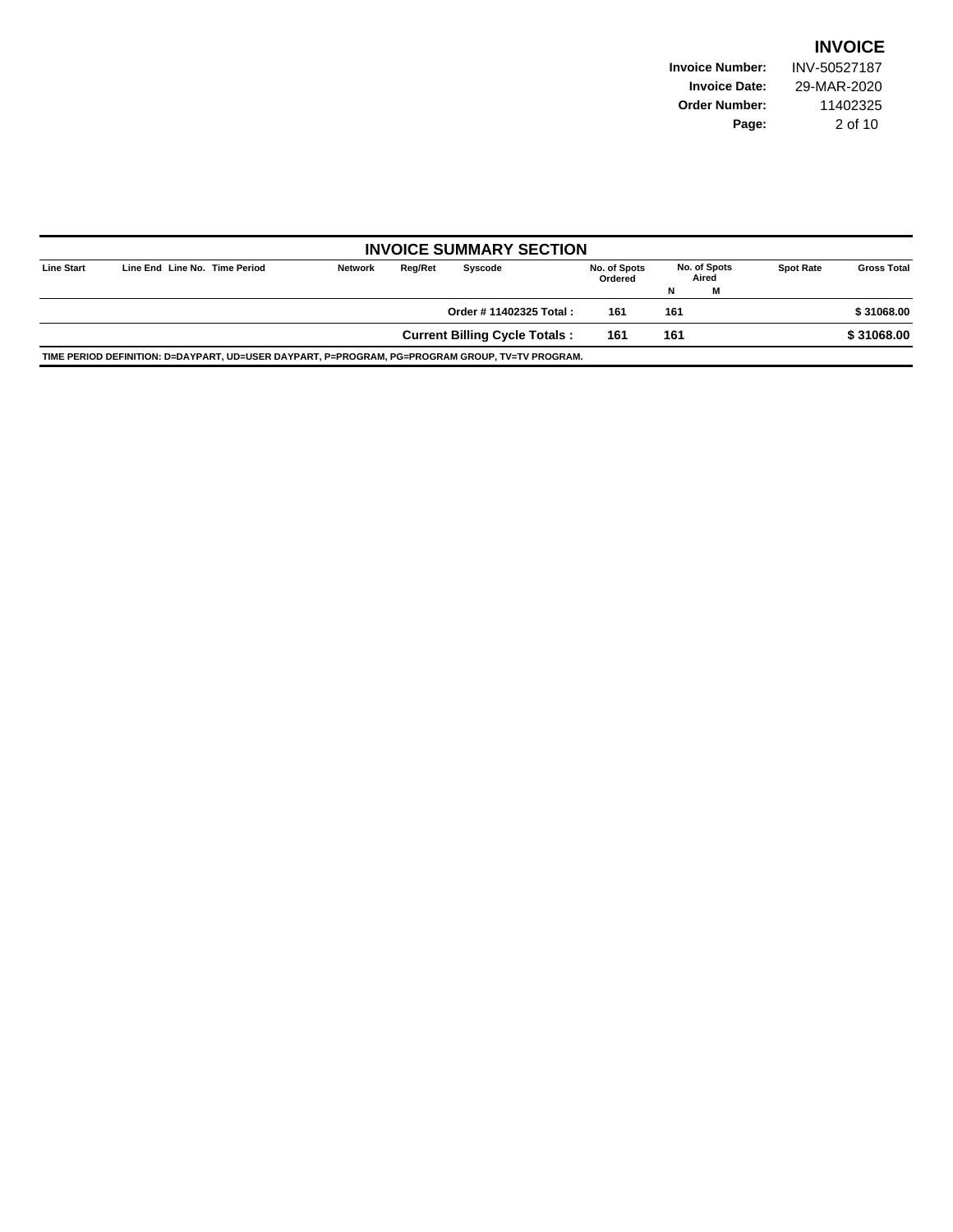# INVOICE

**Invoice Number:** INV-50527187
**Invoice Date:** 29-MAR-2020
**Order Number:** 11402325

## INVOICE SUMMARY SECTION

| Line Start | Line End | Line No. | Time Period | Network | Reg/Ret | Syscode | No. of Spots Ordered | No. of Spots Aired N | No. of Spots Aired M | Spot Rate | Gross Total |
|---|---|---|---|---|---|---|---|---|---|---|---|
| | | | | | | **Order # 11402325 Total :** | **161** | **161** | | | **$ 31068.00** |
| | | | | | | **Current Billing Cycle Totals :** | **161** | **161** | | | **$ 31068.00** |

**TIME PERIOD DEFINITION: D=DAYPART, UD=USER DAYPART, P=PROGRAM, PG=PROGRAM GROUP, TV=TV PROGRAM.**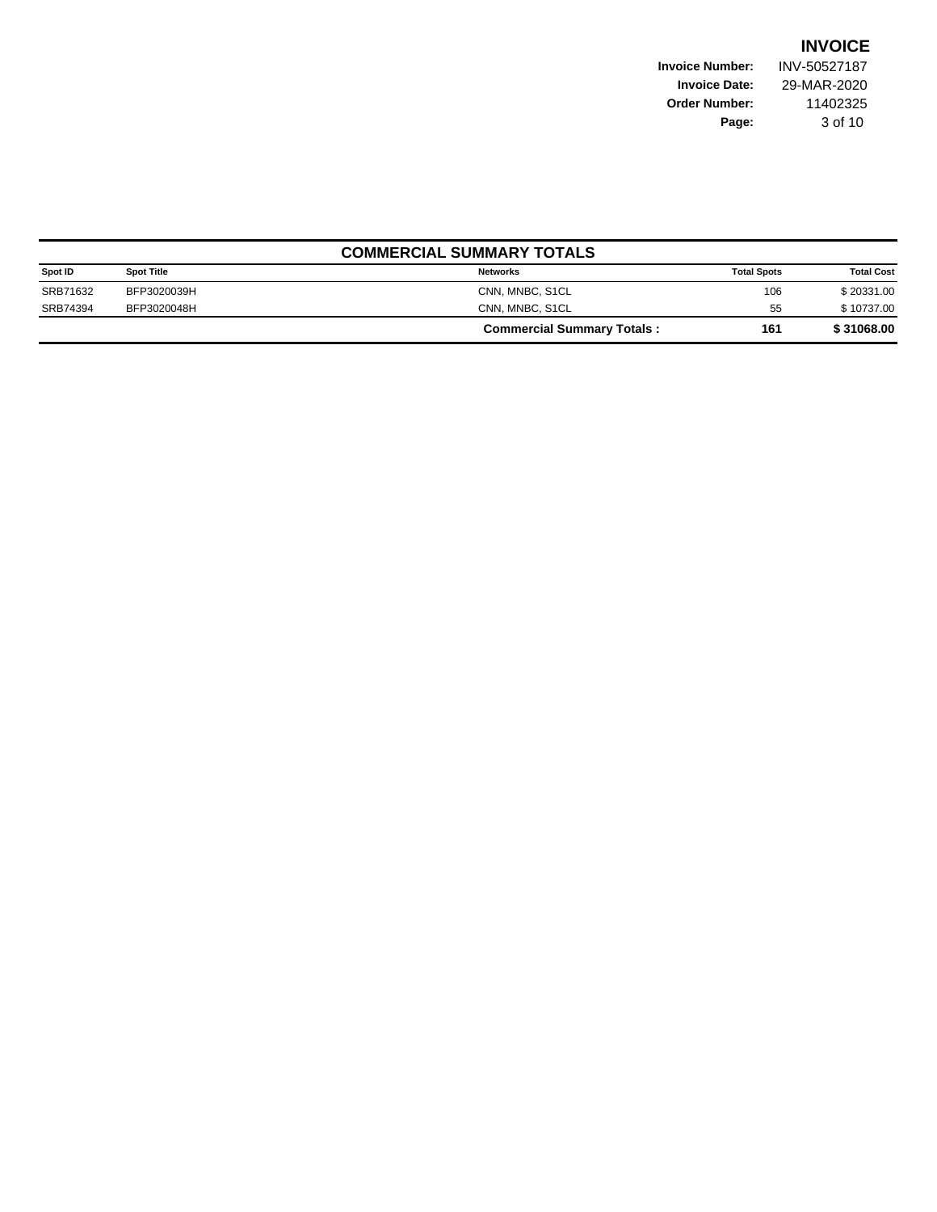# INVOICE

**Invoice Number:** INV-50527187
**Invoice Date:** 29-MAR-2020
**Order Number:** 11402325

## COMMERCIAL SUMMARY TOTALS

| Spot ID | Spot Title | Networks | Total Spots | Total Cost |
|---|---|---|---|---|
| SRB71632 | BFP3020039H | CNN, MNBC, S1CL | 106 | $ 20331.00 |
| SRB74394 | BFP3020048H | CNN, MNBC, S1CL | 55 | $ 10737.00 |
| | | **Commercial Summary Totals :** | **161** | **$ 31068.00** |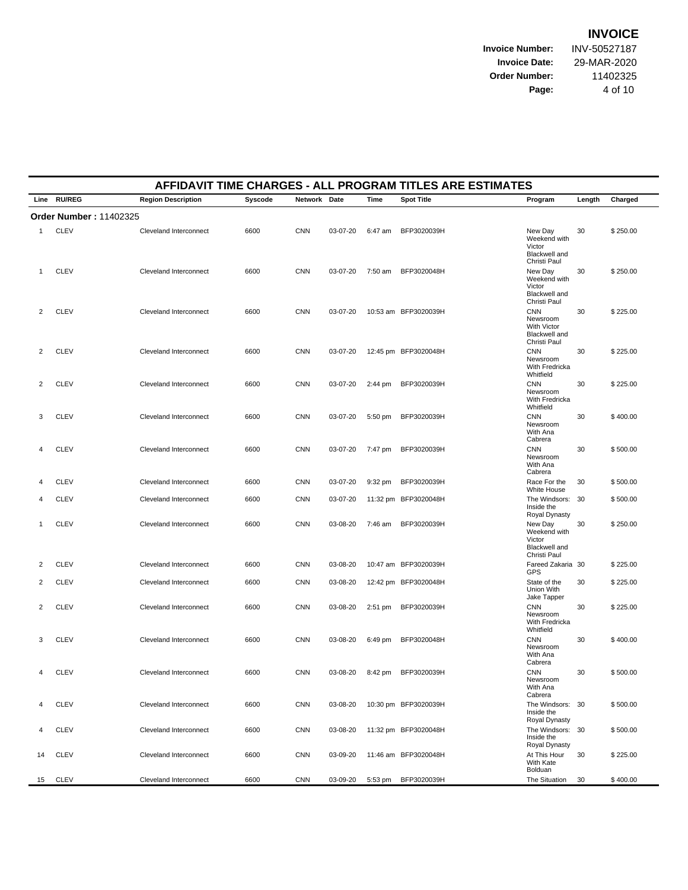# INVOICE

**Invoice Number:** INV-50527187
**Invoice Date:** 29-MAR-2020
**Order Number:** 11402325

## AFFIDAVIT TIME CHARGES - ALL PROGRAM TITLES ARE ESTIMATES

| Line | RU/REG | Region Description | Syscode | Network | Date | Time | Spot Title | Program | Length | Charged |
|---|---|---|---|---|---|---|---|---|---|---|
| **Order Number : 11402325** | | | | | | | | | | |
| 1 | CLEV | Cleveland Interconnect | 6600 | CNN | 03-07-20 | 6:47 am | BFP3020039H | New Day Weekend with Victor Blackwell and Christi Paul | 30 | $ 250.00 |
| 1 | CLEV | Cleveland Interconnect | 6600 | CNN | 03-07-20 | 7:50 am | BFP3020048H | New Day Weekend with Victor Blackwell and Christi Paul | 30 | $ 250.00 |
| 2 | CLEV | Cleveland Interconnect | 6600 | CNN | 03-07-20 | 10:53 am | BFP3020039H | CNN Newsroom With Victor Blackwell and Christi Paul | 30 | $ 225.00 |
| 2 | CLEV | Cleveland Interconnect | 6600 | CNN | 03-07-20 | 12:45 pm | BFP3020048H | CNN Newsroom With Fredricka Whitfield | 30 | $ 225.00 |
| 2 | CLEV | Cleveland Interconnect | 6600 | CNN | 03-07-20 | 2:44 pm | BFP3020039H | CNN Newsroom With Fredricka Whitfield | 30 | $ 225.00 |
| 3 | CLEV | Cleveland Interconnect | 6600 | CNN | 03-07-20 | 5:50 pm | BFP3020039H | CNN Newsroom With Ana Cabrera | 30 | $ 400.00 |
| 4 | CLEV | Cleveland Interconnect | 6600 | CNN | 03-07-20 | 7:47 pm | BFP3020039H | CNN Newsroom With Ana Cabrera | 30 | $ 500.00 |
| 4 | CLEV | Cleveland Interconnect | 6600 | CNN | 03-07-20 | 9:32 pm | BFP3020039H | Race For the White House | 30 | $ 500.00 |
| 4 | CLEV | Cleveland Interconnect | 6600 | CNN | 03-07-20 | 11:32 pm | BFP3020048H | The Windsors: Inside the Royal Dynasty | 30 | $ 500.00 |
| 1 | CLEV | Cleveland Interconnect | 6600 | CNN | 03-08-20 | 7:46 am | BFP3020039H | New Day Weekend with Victor Blackwell and Christi Paul | 30 | $ 250.00 |
| 2 | CLEV | Cleveland Interconnect | 6600 | CNN | 03-08-20 | 10:47 am | BFP3020039H | Fareed Zakaria GPS | 30 | $ 225.00 |
| 2 | CLEV | Cleveland Interconnect | 6600 | CNN | 03-08-20 | 12:42 pm | BFP3020048H | State of the Union With Jake Tapper | 30 | $ 225.00 |
| 2 | CLEV | Cleveland Interconnect | 6600 | CNN | 03-08-20 | 2:51 pm | BFP3020039H | CNN Newsroom With Fredricka Whitfield | 30 | $ 225.00 |
| 3 | CLEV | Cleveland Interconnect | 6600 | CNN | 03-08-20 | 6:49 pm | BFP3020048H | CNN Newsroom With Ana Cabrera | 30 | $ 400.00 |
| 4 | CLEV | Cleveland Interconnect | 6600 | CNN | 03-08-20 | 8:42 pm | BFP3020039H | CNN Newsroom With Ana Cabrera | 30 | $ 500.00 |
| 4 | CLEV | Cleveland Interconnect | 6600 | CNN | 03-08-20 | 10:30 pm | BFP3020039H | The Windsors: Inside the Royal Dynasty | 30 | $ 500.00 |
| 4 | CLEV | Cleveland Interconnect | 6600 | CNN | 03-08-20 | 11:32 pm | BFP3020048H | The Windsors: Inside the Royal Dynasty | 30 | $ 500.00 |
| 14 | CLEV | Cleveland Interconnect | 6600 | CNN | 03-09-20 | 11:46 am | BFP3020048H | At This Hour With Kate Bolduan | 30 | $ 225.00 |
| 15 | CLEV | Cleveland Interconnect | 6600 | CNN | 03-09-20 | 5:53 pm | BFP3020039H | The Situation | 30 | $ 400.00 |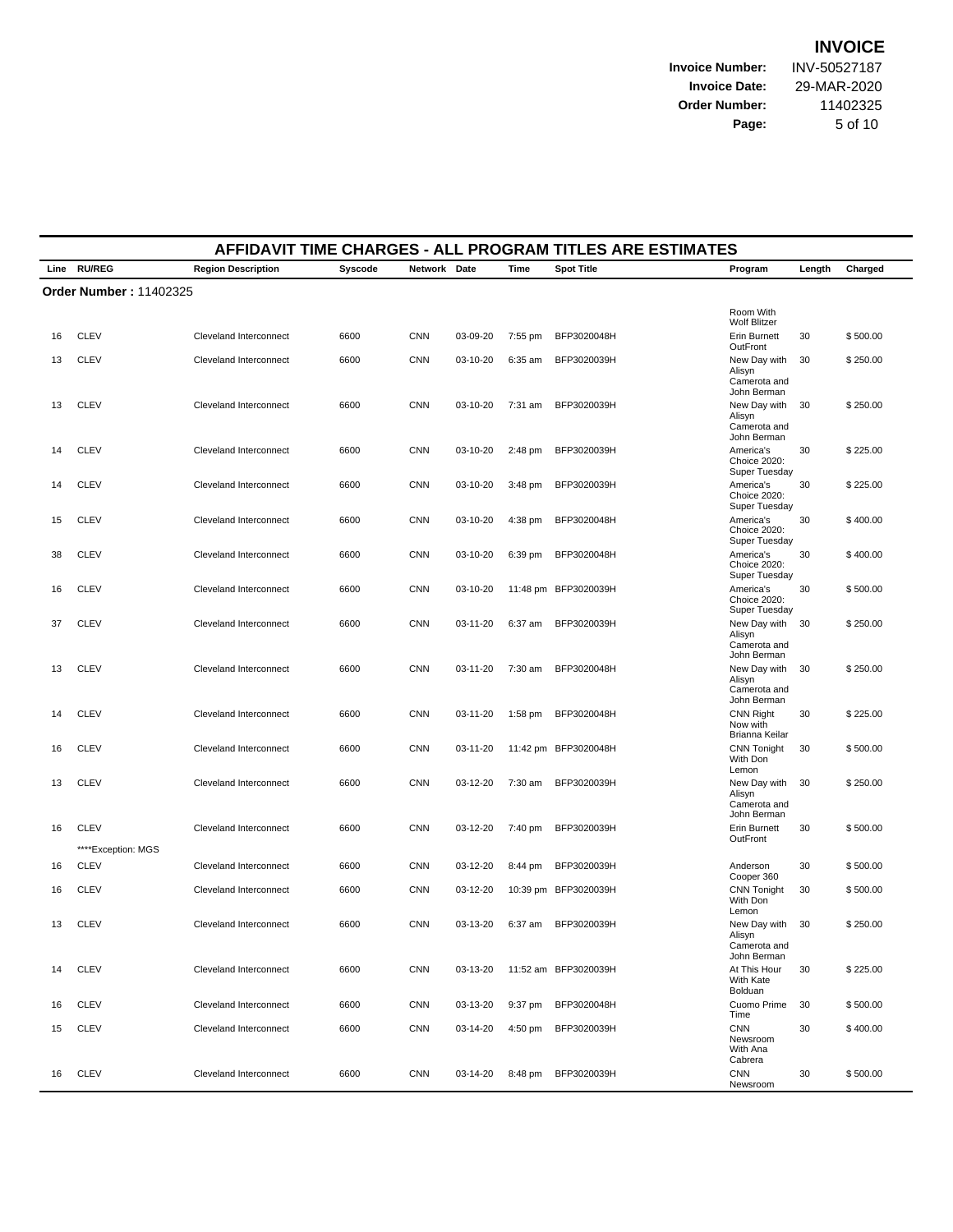# INVOICE

**Invoice Number:** INV-50527187
**Invoice Date:** 29-MAR-2020
**Order Number:** 11402325

## AFFIDAVIT TIME CHARGES - ALL PROGRAM TITLES ARE ESTIMATES

**Order Number :** 11402325

| Line | RU/REG | Region Description | Syscode | Network | Date | Time | Spot Title | Program | Length | Charged |
|---|---|---|---|---|---|---|---|---|---|---|
| | | | | | | | | Room With Wolf Blitzer | | |
| 16 | CLEV | Cleveland Interconnect | 6600 | CNN | 03-09-20 | 7:55 pm | BFP3020048H | Erin Burnett OutFront | 30 | $ 500.00 |
| 13 | CLEV | Cleveland Interconnect | 6600 | CNN | 03-10-20 | 6:35 am | BFP3020039H | New Day with Alisyn Camerota and John Berman | 30 | $ 250.00 |
| 13 | CLEV | Cleveland Interconnect | 6600 | CNN | 03-10-20 | 7:31 am | BFP3020039H | New Day with Alisyn Camerota and John Berman | 30 | $ 250.00 |
| 14 | CLEV | Cleveland Interconnect | 6600 | CNN | 03-10-20 | 2:48 pm | BFP3020039H | America's Choice 2020: Super Tuesday | 30 | $ 225.00 |
| 14 | CLEV | Cleveland Interconnect | 6600 | CNN | 03-10-20 | 3:48 pm | BFP3020039H | America's Choice 2020: Super Tuesday | 30 | $ 225.00 |
| 15 | CLEV | Cleveland Interconnect | 6600 | CNN | 03-10-20 | 4:38 pm | BFP3020048H | America's Choice 2020: Super Tuesday | 30 | $ 400.00 |
| 38 | CLEV | Cleveland Interconnect | 6600 | CNN | 03-10-20 | 6:39 pm | BFP3020048H | America's Choice 2020: Super Tuesday | 30 | $ 400.00 |
| 16 | CLEV | Cleveland Interconnect | 6600 | CNN | 03-10-20 | 11:48 pm | BFP3020039H | America's Choice 2020: Super Tuesday | 30 | $ 500.00 |
| 37 | CLEV | Cleveland Interconnect | 6600 | CNN | 03-11-20 | 6:37 am | BFP3020039H | New Day with Alisyn Camerota and John Berman | 30 | $ 250.00 |
| 13 | CLEV | Cleveland Interconnect | 6600 | CNN | 03-11-20 | 7:30 am | BFP3020048H | New Day with Alisyn Camerota and John Berman | 30 | $ 250.00 |
| 14 | CLEV | Cleveland Interconnect | 6600 | CNN | 03-11-20 | 1:58 pm | BFP3020048H | CNN Right Now with Brianna Keilar | 30 | $ 225.00 |
| 16 | CLEV | Cleveland Interconnect | 6600 | CNN | 03-11-20 | 11:42 pm | BFP3020048H | CNN Tonight With Don Lemon | 30 | $ 500.00 |
| 13 | CLEV | Cleveland Interconnect | 6600 | CNN | 03-12-20 | 7:30 am | BFP3020039H | New Day with Alisyn Camerota and John Berman | 30 | $ 250.00 |
| 16 | CLEV | Cleveland Interconnect | 6600 | CNN | 03-12-20 | 7:40 pm | BFP3020039H | Erin Burnett OutFront | 30 | $ 500.00 |
| | ****Exception: MGS | | | | | | | | | |
| 16 | CLEV | Cleveland Interconnect | 6600 | CNN | 03-12-20 | 8:44 pm | BFP3020039H | Anderson Cooper 360 | 30 | $ 500.00 |
| 16 | CLEV | Cleveland Interconnect | 6600 | CNN | 03-12-20 | 10:39 pm | BFP3020039H | CNN Tonight With Don Lemon | 30 | $ 500.00 |
| 13 | CLEV | Cleveland Interconnect | 6600 | CNN | 03-13-20 | 6:37 am | BFP3020039H | New Day with Alisyn Camerota and John Berman | 30 | $ 250.00 |
| 14 | CLEV | Cleveland Interconnect | 6600 | CNN | 03-13-20 | 11:52 am | BFP3020039H | At This Hour With Kate Bolduan | 30 | $ 225.00 |
| 16 | CLEV | Cleveland Interconnect | 6600 | CNN | 03-13-20 | 9:37 pm | BFP3020048H | Cuomo Prime Time | 30 | $ 500.00 |
| 15 | CLEV | Cleveland Interconnect | 6600 | CNN | 03-14-20 | 4:50 pm | BFP3020039H | CNN Newsroom With Ana Cabrera | 30 | $ 400.00 |
| 16 | CLEV | Cleveland Interconnect | 6600 | CNN | 03-14-20 | 8:48 pm | BFP3020039H | CNN Newsroom | 30 | $ 500.00 |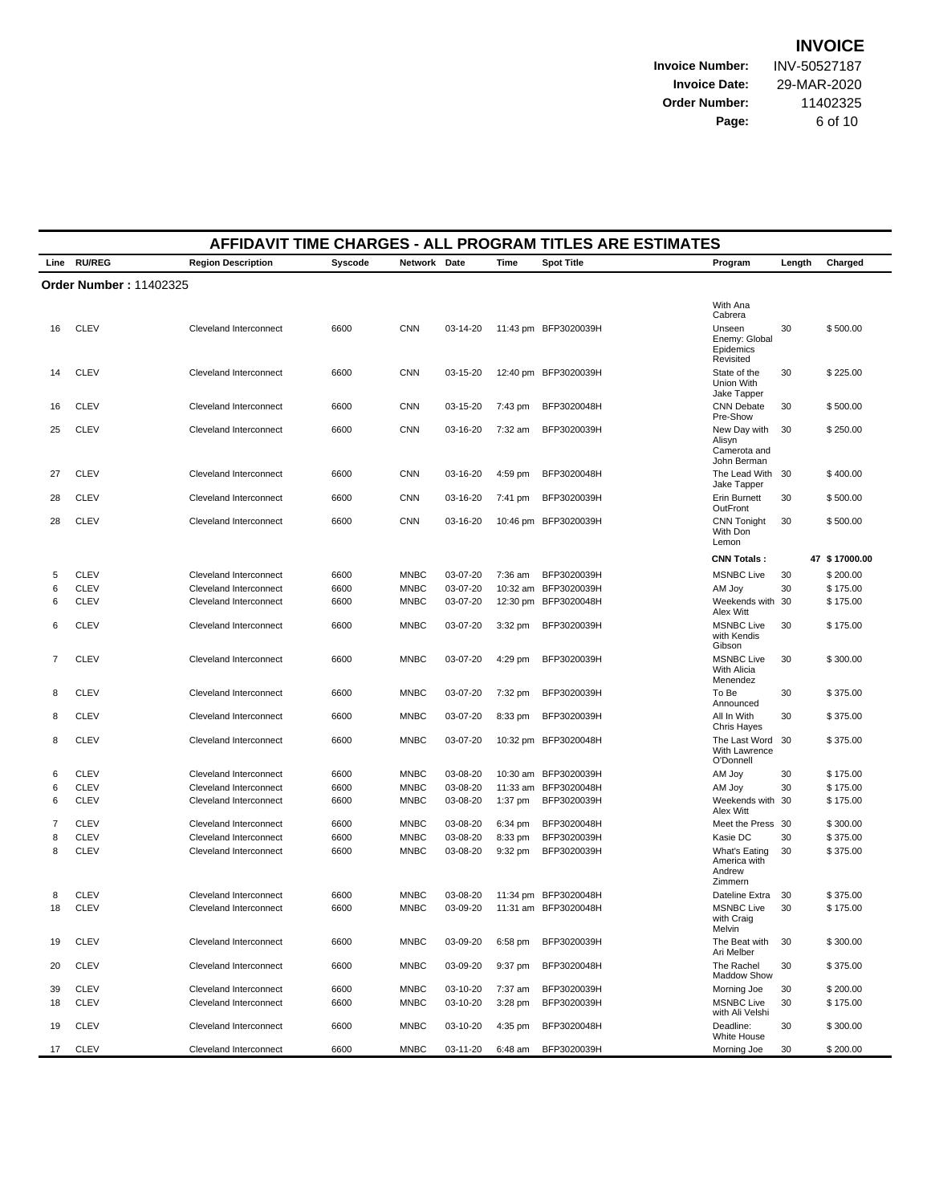# INVOICE

**Invoice Number:** INV-50527187
**Invoice Date:** 29-MAR-2020
**Order Number:** 11402325

## AFFIDAVIT TIME CHARGES - ALL PROGRAM TITLES ARE ESTIMATES

| Line | RU/REG | Region Description | Syscode | Network | Date | Time | Spot Title | Program | Length | Charged |
|---|---|---|---|---|---|---|---|---|---|---|
| **Order Number : 11402325** | | | | | | | | | | |
| | | | | | | | | With Ana Cabrera | | |
| 16 | CLEV | Cleveland Interconnect | 6600 | CNN | 03-14-20 | 11:43 pm | BFP3020039H | Unseen Enemy: Global Epidemics Revisited | 30 | $ 500.00 |
| 14 | CLEV | Cleveland Interconnect | 6600 | CNN | 03-15-20 | 12:40 pm | BFP3020039H | State of the Union With Jake Tapper | 30 | $ 225.00 |
| 16 | CLEV | Cleveland Interconnect | 6600 | CNN | 03-15-20 | 7:43 pm | BFP3020048H | CNN Debate Pre-Show | 30 | $ 500.00 |
| 25 | CLEV | Cleveland Interconnect | 6600 | CNN | 03-16-20 | 7:32 am | BFP3020039H | New Day with Alisyn Camerota and John Berman | 30 | $ 250.00 |
| 27 | CLEV | Cleveland Interconnect | 6600 | CNN | 03-16-20 | 4:59 pm | BFP3020048H | The Lead With Jake Tapper | 30 | $ 400.00 |
| 28 | CLEV | Cleveland Interconnect | 6600 | CNN | 03-16-20 | 7:41 pm | BFP3020039H | Erin Burnett OutFront | 30 | $ 500.00 |
| 28 | CLEV | Cleveland Interconnect | 6600 | CNN | 03-16-20 | 10:46 pm | BFP3020039H | CNN Tonight With Don Lemon | 30 | $ 500.00 |
| | | | | | | | | **CNN Totals :** | **47** | **$ 17000.00** |
| 5 | CLEV | Cleveland Interconnect | 6600 | MNBC | 03-07-20 | 7:36 am | BFP3020039H | MSNBC Live | 30 | $ 200.00 |
| 6 | CLEV | Cleveland Interconnect | 6600 | MNBC | 03-07-20 | 10:32 am | BFP3020039H | AM Joy | 30 | $ 175.00 |
| 6 | CLEV | Cleveland Interconnect | 6600 | MNBC | 03-07-20 | 12:30 pm | BFP3020048H | Weekends with Alex Witt | 30 | $ 175.00 |
| 6 | CLEV | Cleveland Interconnect | 6600 | MNBC | 03-07-20 | 3:32 pm | BFP3020039H | MSNBC Live with Kendis Gibson | 30 | $ 175.00 |
| 7 | CLEV | Cleveland Interconnect | 6600 | MNBC | 03-07-20 | 4:29 pm | BFP3020039H | MSNBC Live With Alicia Menendez | 30 | $ 300.00 |
| 8 | CLEV | Cleveland Interconnect | 6600 | MNBC | 03-07-20 | 7:32 pm | BFP3020039H | To Be Announced | 30 | $ 375.00 |
| 8 | CLEV | Cleveland Interconnect | 6600 | MNBC | 03-07-20 | 8:33 pm | BFP3020039H | All In With Chris Hayes | 30 | $ 375.00 |
| 8 | CLEV | Cleveland Interconnect | 6600 | MNBC | 03-07-20 | 10:32 pm | BFP3020048H | The Last Word With Lawrence O'Donnell | 30 | $ 375.00 |
| 6 | CLEV | Cleveland Interconnect | 6600 | MNBC | 03-08-20 | 10:30 am | BFP3020039H | AM Joy | 30 | $ 175.00 |
| 6 | CLEV | Cleveland Interconnect | 6600 | MNBC | 03-08-20 | 11:33 am | BFP3020048H | AM Joy | 30 | $ 175.00 |
| 6 | CLEV | Cleveland Interconnect | 6600 | MNBC | 03-08-20 | 1:37 pm | BFP3020039H | Weekends with Alex Witt | 30 | $ 175.00 |
| 7 | CLEV | Cleveland Interconnect | 6600 | MNBC | 03-08-20 | 6:34 pm | BFP3020048H | Meet the Press | 30 | $ 300.00 |
| 8 | CLEV | Cleveland Interconnect | 6600 | MNBC | 03-08-20 | 8:33 pm | BFP3020039H | Kasie DC | 30 | $ 375.00 |
| 8 | CLEV | Cleveland Interconnect | 6600 | MNBC | 03-08-20 | 9:32 pm | BFP3020039H | What's Eating America with Andrew Zimmern | 30 | $ 375.00 |
| 8 | CLEV | Cleveland Interconnect | 6600 | MNBC | 03-08-20 | 11:34 pm | BFP3020048H | Dateline Extra | 30 | $ 375.00 |
| 18 | CLEV | Cleveland Interconnect | 6600 | MNBC | 03-09-20 | 11:31 am | BFP3020048H | MSNBC Live with Craig Melvin | 30 | $ 175.00 |
| 19 | CLEV | Cleveland Interconnect | 6600 | MNBC | 03-09-20 | 6:58 pm | BFP3020039H | The Beat with Ari Melber | 30 | $ 300.00 |
| 20 | CLEV | Cleveland Interconnect | 6600 | MNBC | 03-09-20 | 9:37 pm | BFP3020048H | The Rachel Maddow Show | 30 | $ 375.00 |
| 39 | CLEV | Cleveland Interconnect | 6600 | MNBC | 03-10-20 | 7:37 am | BFP3020039H | Morning Joe | 30 | $ 200.00 |
| 18 | CLEV | Cleveland Interconnect | 6600 | MNBC | 03-10-20 | 3:28 pm | BFP3020039H | MSNBC Live with Ali Velshi | 30 | $ 175.00 |
| 19 | CLEV | Cleveland Interconnect | 6600 | MNBC | 03-10-20 | 4:35 pm | BFP3020048H | Deadline: White House | 30 | $ 300.00 |
| 17 | CLEV | Cleveland Interconnect | 6600 | MNBC | 03-11-20 | 6:48 am | BFP3020039H | Morning Joe | 30 | $ 200.00 |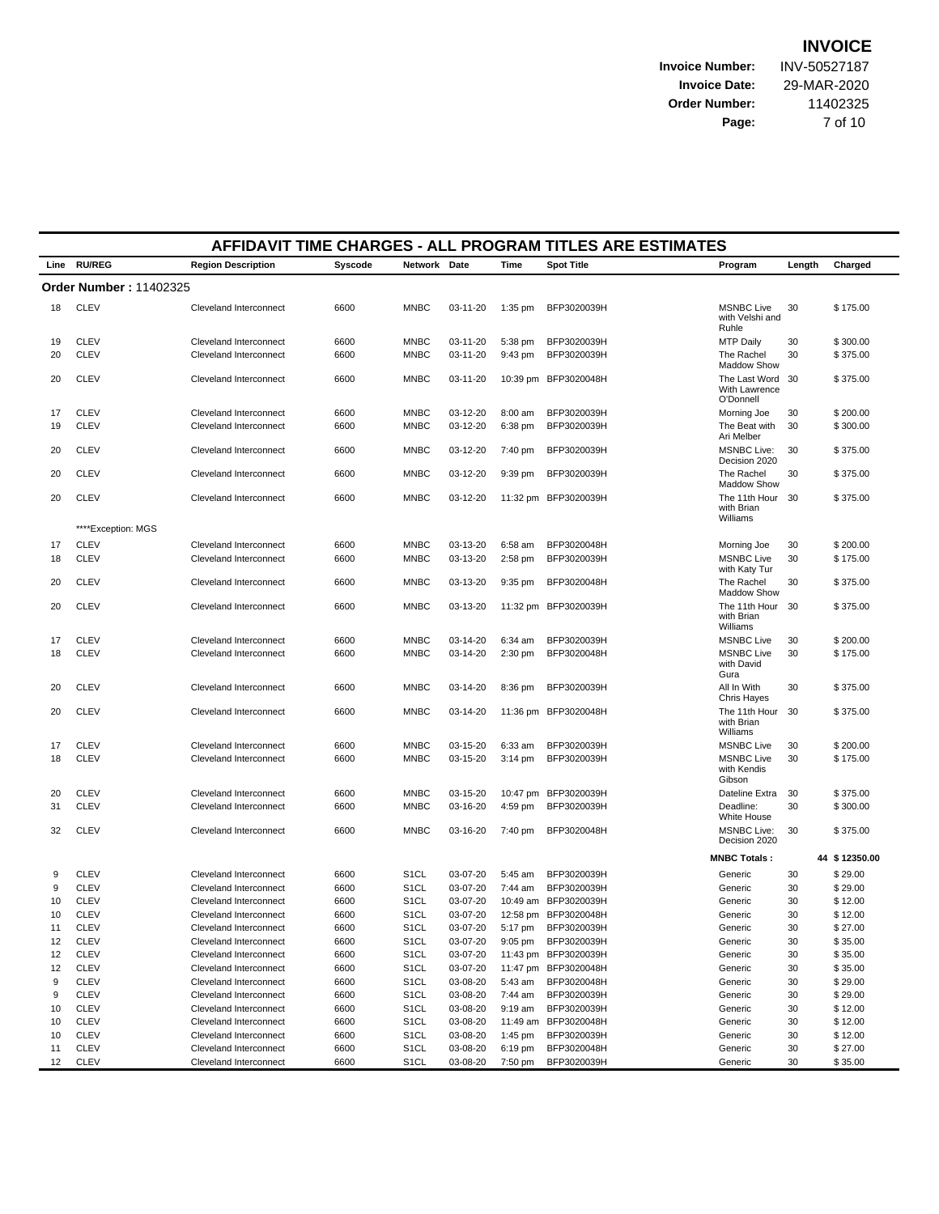# INVOICE

**Invoice Number:** INV-50527187
**Invoice Date:** 29-MAR-2020
**Order Number:** 11402325

## AFFIDAVIT TIME CHARGES - ALL PROGRAM TITLES ARE ESTIMATES

| Line | RU/REG | Region Description | Syscode | Network | Date | Time | Spot Title | Program | Length | Charged |
|---|---|---|---|---|---|---|---|---|---|---|
| **Order Number : 11402325** | | | | | | | | | | |
| 18 | CLEV | Cleveland Interconnect | 6600 | MNBC | 03-11-20 | 1:35 pm | BFP3020039H | MSNBC Live with Velshi and Ruhle | 30 | $ 175.00 |
| 19 | CLEV | Cleveland Interconnect | 6600 | MNBC | 03-11-20 | 5:38 pm | BFP3020039H | MTP Daily | 30 | $ 300.00 |
| 20 | CLEV | Cleveland Interconnect | 6600 | MNBC | 03-11-20 | 9:43 pm | BFP3020039H | The Rachel Maddow Show | 30 | $ 375.00 |
| 20 | CLEV | Cleveland Interconnect | 6600 | MNBC | 03-11-20 | 10:39 pm | BFP3020048H | The Last Word With Lawrence O'Donnell | 30 | $ 375.00 |
| 17 | CLEV | Cleveland Interconnect | 6600 | MNBC | 03-12-20 | 8:00 am | BFP3020039H | Morning Joe | 30 | $ 200.00 |
| 19 | CLEV | Cleveland Interconnect | 6600 | MNBC | 03-12-20 | 6:38 pm | BFP3020039H | The Beat with Ari Melber | 30 | $ 300.00 |
| 20 | CLEV | Cleveland Interconnect | 6600 | MNBC | 03-12-20 | 7:40 pm | BFP3020039H | MSNBC Live: Decision 2020 | 30 | $ 375.00 |
| 20 | CLEV | Cleveland Interconnect | 6600 | MNBC | 03-12-20 | 9:39 pm | BFP3020039H | The Rachel Maddow Show | 30 | $ 375.00 |
| 20 | CLEV | Cleveland Interconnect | 6600 | MNBC | 03-12-20 | 11:32 pm | BFP3020039H | The 11th Hour with Brian Williams | 30 | $ 375.00 |
| | ****Exception: MGS | | | | | | | | | |
| 17 | CLEV | Cleveland Interconnect | 6600 | MNBC | 03-13-20 | 6:58 am | BFP3020048H | Morning Joe | 30 | $ 200.00 |
| 18 | CLEV | Cleveland Interconnect | 6600 | MNBC | 03-13-20 | 2:58 pm | BFP3020039H | MSNBC Live with Katy Tur | 30 | $ 175.00 |
| 20 | CLEV | Cleveland Interconnect | 6600 | MNBC | 03-13-20 | 9:35 pm | BFP3020048H | The Rachel Maddow Show | 30 | $ 375.00 |
| 20 | CLEV | Cleveland Interconnect | 6600 | MNBC | 03-13-20 | 11:32 pm | BFP3020039H | The 11th Hour with Brian Williams | 30 | $ 375.00 |
| 17 | CLEV | Cleveland Interconnect | 6600 | MNBC | 03-14-20 | 6:34 am | BFP3020039H | MSNBC Live | 30 | $ 200.00 |
| 18 | CLEV | Cleveland Interconnect | 6600 | MNBC | 03-14-20 | 2:30 pm | BFP3020048H | MSNBC Live with David Gura | 30 | $ 175.00 |
| 20 | CLEV | Cleveland Interconnect | 6600 | MNBC | 03-14-20 | 8:36 pm | BFP3020039H | All In With Chris Hayes | 30 | $ 375.00 |
| 20 | CLEV | Cleveland Interconnect | 6600 | MNBC | 03-14-20 | 11:36 pm | BFP3020048H | The 11th Hour with Brian Williams | 30 | $ 375.00 |
| 17 | CLEV | Cleveland Interconnect | 6600 | MNBC | 03-15-20 | 6:33 am | BFP3020039H | MSNBC Live | 30 | $ 200.00 |
| 18 | CLEV | Cleveland Interconnect | 6600 | MNBC | 03-15-20 | 3:14 pm | BFP3020039H | MSNBC Live with Kendis Gibson | 30 | $ 175.00 |
| 20 | CLEV | Cleveland Interconnect | 6600 | MNBC | 03-15-20 | 10:47 pm | BFP3020039H | Dateline Extra | 30 | $ 375.00 |
| 31 | CLEV | Cleveland Interconnect | 6600 | MNBC | 03-16-20 | 4:59 pm | BFP3020039H | Deadline: White House | 30 | $ 300.00 |
| 32 | CLEV | Cleveland Interconnect | 6600 | MNBC | 03-16-20 | 7:40 pm | BFP3020048H | MSNBC Live: Decision 2020 | 30 | $ 375.00 |
| | | | | | | | | **MNBC Totals :** | **44** | **$ 12350.00** |
| 9 | CLEV | Cleveland Interconnect | 6600 | S1CL | 03-07-20 | 5:45 am | BFP3020039H | Generic | 30 | $ 29.00 |
| 9 | CLEV | Cleveland Interconnect | 6600 | S1CL | 03-07-20 | 7:44 am | BFP3020039H | Generic | 30 | $ 29.00 |
| 10 | CLEV | Cleveland Interconnect | 6600 | S1CL | 03-07-20 | 10:49 am | BFP3020039H | Generic | 30 | $ 12.00 |
| 10 | CLEV | Cleveland Interconnect | 6600 | S1CL | 03-07-20 | 12:58 pm | BFP3020048H | Generic | 30 | $ 12.00 |
| 11 | CLEV | Cleveland Interconnect | 6600 | S1CL | 03-07-20 | 5:17 pm | BFP3020039H | Generic | 30 | $ 27.00 |
| 12 | CLEV | Cleveland Interconnect | 6600 | S1CL | 03-07-20 | 9:05 pm | BFP3020039H | Generic | 30 | $ 35.00 |
| 12 | CLEV | Cleveland Interconnect | 6600 | S1CL | 03-07-20 | 11:43 pm | BFP3020039H | Generic | 30 | $ 35.00 |
| 12 | CLEV | Cleveland Interconnect | 6600 | S1CL | 03-07-20 | 11:47 pm | BFP3020048H | Generic | 30 | $ 35.00 |
| 9 | CLEV | Cleveland Interconnect | 6600 | S1CL | 03-08-20 | 5:43 am | BFP3020048H | Generic | 30 | $ 29.00 |
| 9 | CLEV | Cleveland Interconnect | 6600 | S1CL | 03-08-20 | 7:44 am | BFP3020039H | Generic | 30 | $ 29.00 |
| 10 | CLEV | Cleveland Interconnect | 6600 | S1CL | 03-08-20 | 9:19 am | BFP3020039H | Generic | 30 | $ 12.00 |
| 10 | CLEV | Cleveland Interconnect | 6600 | S1CL | 03-08-20 | 11:49 am | BFP3020048H | Generic | 30 | $ 12.00 |
| 10 | CLEV | Cleveland Interconnect | 6600 | S1CL | 03-08-20 | 1:45 pm | BFP3020039H | Generic | 30 | $ 12.00 |
| 11 | CLEV | Cleveland Interconnect | 6600 | S1CL | 03-08-20 | 6:19 pm | BFP3020048H | Generic | 30 | $ 27.00 |
| 12 | CLEV | Cleveland Interconnect | 6600 | S1CL | 03-08-20 | 7:50 pm | BFP3020039H | Generic | 30 | $ 35.00 |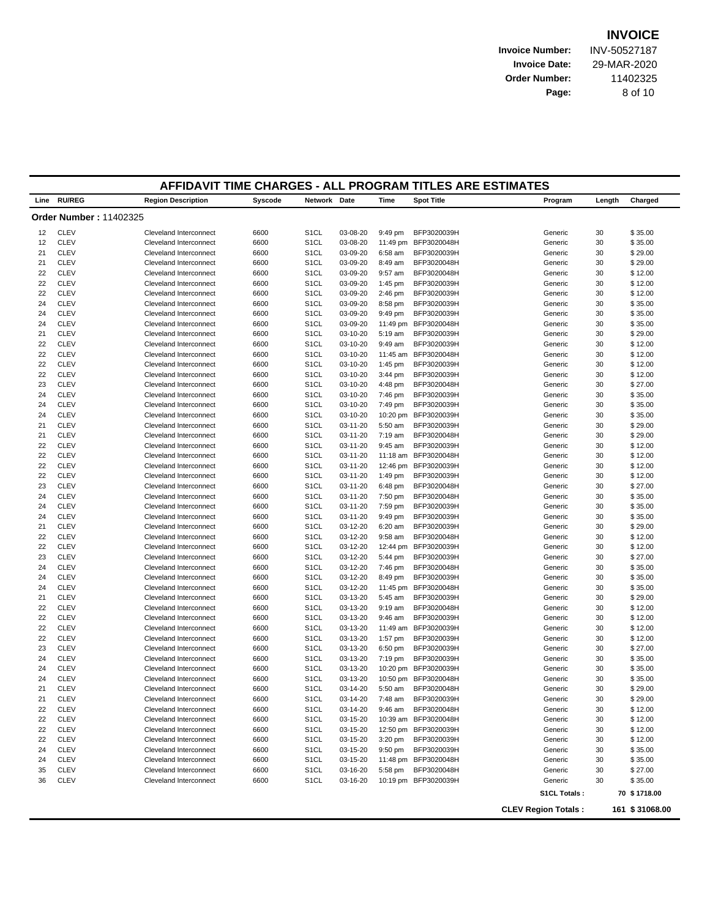# INVOICE

**Invoice Number:** INV-50527187
**Invoice Date:** 29-MAR-2020
**Order Number:** 11402325

## AFFIDAVIT TIME CHARGES - ALL PROGRAM TITLES ARE ESTIMATES

| Line | RU/REG | Region Description | Syscode | Network | Date | Time | Spot Title | Program | Length | Charged |
|---|---|---|---|---|---|---|---|---|---|---|
| **Order Number : 11402325** | | | | | | | | | | |
| 12 | CLEV | Cleveland Interconnect | 6600 | S1CL | 03-08-20 | 9:49 pm | BFP3020039H | Generic | 30 | $ 35.00 |
| 12 | CLEV | Cleveland Interconnect | 6600 | S1CL | 03-08-20 | 11:49 pm | BFP3020048H | Generic | 30 | $ 35.00 |
| 21 | CLEV | Cleveland Interconnect | 6600 | S1CL | 03-09-20 | 6:58 am | BFP3020039H | Generic | 30 | $ 29.00 |
| 21 | CLEV | Cleveland Interconnect | 6600 | S1CL | 03-09-20 | 8:49 am | BFP3020039H | Generic | 30 | $ 29.00 |
| 22 | CLEV | Cleveland Interconnect | 6600 | S1CL | 03-09-20 | 9:57 am | BFP3020048H | Generic | 30 | $ 12.00 |
| 22 | CLEV | Cleveland Interconnect | 6600 | S1CL | 03-09-20 | 1:45 pm | BFP3020039H | Generic | 30 | $ 12.00 |
| 22 | CLEV | Cleveland Interconnect | 6600 | S1CL | 03-09-20 | 2:46 pm | BFP3020039H | Generic | 30 | $ 12.00 |
| 24 | CLEV | Cleveland Interconnect | 6600 | S1CL | 03-09-20 | 8:58 pm | BFP3020039H | Generic | 30 | $ 35.00 |
| 24 | CLEV | Cleveland Interconnect | 6600 | S1CL | 03-09-20 | 9:49 pm | BFP3020039H | Generic | 30 | $ 35.00 |
| 24 | CLEV | Cleveland Interconnect | 6600 | S1CL | 03-09-20 | 11:49 pm | BFP3020048H | Generic | 30 | $ 35.00 |
| 21 | CLEV | Cleveland Interconnect | 6600 | S1CL | 03-10-20 | 5:19 am | BFP3020039H | Generic | 30 | $ 29.00 |
| 22 | CLEV | Cleveland Interconnect | 6600 | S1CL | 03-10-20 | 9:49 am | BFP3020039H | Generic | 30 | $ 12.00 |
| 22 | CLEV | Cleveland Interconnect | 6600 | S1CL | 03-10-20 | 11:45 am | BFP3020048H | Generic | 30 | $ 12.00 |
| 22 | CLEV | Cleveland Interconnect | 6600 | S1CL | 03-10-20 | 1:45 pm | BFP3020039H | Generic | 30 | $ 12.00 |
| 22 | CLEV | Cleveland Interconnect | 6600 | S1CL | 03-10-20 | 3:44 pm | BFP3020039H | Generic | 30 | $ 12.00 |
| 23 | CLEV | Cleveland Interconnect | 6600 | S1CL | 03-10-20 | 4:48 pm | BFP3020048H | Generic | 30 | $ 27.00 |
| 24 | CLEV | Cleveland Interconnect | 6600 | S1CL | 03-10-20 | 7:46 pm | BFP3020048H | Generic | 30 | $ 35.00 |
| 24 | CLEV | Cleveland Interconnect | 6600 | S1CL | 03-10-20 | 7:49 pm | BFP3020039H | Generic | 30 | $ 35.00 |
| 24 | CLEV | Cleveland Interconnect | 6600 | S1CL | 03-10-20 | 10:20 pm | BFP3020039H | Generic | 30 | $ 35.00 |
| 21 | CLEV | Cleveland Interconnect | 6600 | S1CL | 03-11-20 | 5:50 am | BFP3020039H | Generic | 30 | $ 29.00 |
| 21 | CLEV | Cleveland Interconnect | 6600 | S1CL | 03-11-20 | 7:19 am | BFP3020048H | Generic | 30 | $ 29.00 |
| 22 | CLEV | Cleveland Interconnect | 6600 | S1CL | 03-11-20 | 9:45 am | BFP3020039H | Generic | 30 | $ 12.00 |
| 22 | CLEV | Cleveland Interconnect | 6600 | S1CL | 03-11-20 | 11:18 am | BFP3020048H | Generic | 30 | $ 12.00 |
| 22 | CLEV | Cleveland Interconnect | 6600 | S1CL | 03-11-20 | 12:46 pm | BFP3020039H | Generic | 30 | $ 12.00 |
| 22 | CLEV | Cleveland Interconnect | 6600 | S1CL | 03-11-20 | 1:49 pm | BFP3020039H | Generic | 30 | $ 12.00 |
| 23 | CLEV | Cleveland Interconnect | 6600 | S1CL | 03-11-20 | 6:48 pm | BFP3020048H | Generic | 30 | $ 27.00 |
| 24 | CLEV | Cleveland Interconnect | 6600 | S1CL | 03-11-20 | 7:50 pm | BFP3020048H | Generic | 30 | $ 35.00 |
| 24 | CLEV | Cleveland Interconnect | 6600 | S1CL | 03-11-20 | 7:59 pm | BFP3020039H | Generic | 30 | $ 35.00 |
| 24 | CLEV | Cleveland Interconnect | 6600 | S1CL | 03-11-20 | 9:49 pm | BFP3020039H | Generic | 30 | $ 35.00 |
| 21 | CLEV | Cleveland Interconnect | 6600 | S1CL | 03-12-20 | 6:20 am | BFP3020039H | Generic | 30 | $ 29.00 |
| 22 | CLEV | Cleveland Interconnect | 6600 | S1CL | 03-12-20 | 9:58 am | BFP3020048H | Generic | 30 | $ 12.00 |
| 22 | CLEV | Cleveland Interconnect | 6600 | S1CL | 03-12-20 | 12:44 pm | BFP3020039H | Generic | 30 | $ 12.00 |
| 23 | CLEV | Cleveland Interconnect | 6600 | S1CL | 03-12-20 | 5:44 pm | BFP3020039H | Generic | 30 | $ 27.00 |
| 24 | CLEV | Cleveland Interconnect | 6600 | S1CL | 03-12-20 | 7:46 pm | BFP3020048H | Generic | 30 | $ 35.00 |
| 24 | CLEV | Cleveland Interconnect | 6600 | S1CL | 03-12-20 | 8:49 pm | BFP3020039H | Generic | 30 | $ 35.00 |
| 24 | CLEV | Cleveland Interconnect | 6600 | S1CL | 03-12-20 | 11:45 pm | BFP3020048H | Generic | 30 | $ 35.00 |
| 21 | CLEV | Cleveland Interconnect | 6600 | S1CL | 03-13-20 | 5:45 am | BFP3020039H | Generic | 30 | $ 29.00 |
| 22 | CLEV | Cleveland Interconnect | 6600 | S1CL | 03-13-20 | 9:19 am | BFP3020048H | Generic | 30 | $ 12.00 |
| 22 | CLEV | Cleveland Interconnect | 6600 | S1CL | 03-13-20 | 9:46 am | BFP3020039H | Generic | 30 | $ 12.00 |
| 22 | CLEV | Cleveland Interconnect | 6600 | S1CL | 03-13-20 | 11:49 am | BFP3020039H | Generic | 30 | $ 12.00 |
| 22 | CLEV | Cleveland Interconnect | 6600 | S1CL | 03-13-20 | 1:57 pm | BFP3020039H | Generic | 30 | $ 12.00 |
| 23 | CLEV | Cleveland Interconnect | 6600 | S1CL | 03-13-20 | 6:50 pm | BFP3020039H | Generic | 30 | $ 27.00 |
| 24 | CLEV | Cleveland Interconnect | 6600 | S1CL | 03-13-20 | 7:19 pm | BFP3020039H | Generic | 30 | $ 35.00 |
| 24 | CLEV | Cleveland Interconnect | 6600 | S1CL | 03-13-20 | 10:20 pm | BFP3020039H | Generic | 30 | $ 35.00 |
| 24 | CLEV | Cleveland Interconnect | 6600 | S1CL | 03-13-20 | 10:50 pm | BFP3020048H | Generic | 30 | $ 35.00 |
| 21 | CLEV | Cleveland Interconnect | 6600 | S1CL | 03-14-20 | 5:50 am | BFP3020048H | Generic | 30 | $ 29.00 |
| 21 | CLEV | Cleveland Interconnect | 6600 | S1CL | 03-14-20 | 7:48 am | BFP3020039H | Generic | 30 | $ 29.00 |
| 22 | CLEV | Cleveland Interconnect | 6600 | S1CL | 03-14-20 | 9:46 am | BFP3020048H | Generic | 30 | $ 12.00 |
| 22 | CLEV | Cleveland Interconnect | 6600 | S1CL | 03-15-20 | 10:39 am | BFP3020048H | Generic | 30 | $ 12.00 |
| 22 | CLEV | Cleveland Interconnect | 6600 | S1CL | 03-15-20 | 12:50 pm | BFP3020039H | Generic | 30 | $ 12.00 |
| 22 | CLEV | Cleveland Interconnect | 6600 | S1CL | 03-15-20 | 3:20 pm | BFP3020039H | Generic | 30 | $ 12.00 |
| 24 | CLEV | Cleveland Interconnect | 6600 | S1CL | 03-15-20 | 9:50 pm | BFP3020039H | Generic | 30 | $ 35.00 |
| 24 | CLEV | Cleveland Interconnect | 6600 | S1CL | 03-15-20 | 11:48 pm | BFP3020048H | Generic | 30 | $ 35.00 |
| 35 | CLEV | Cleveland Interconnect | 6600 | S1CL | 03-16-20 | 5:58 pm | BFP3020048H | Generic | 30 | $ 27.00 |
| 36 | CLEV | Cleveland Interconnect | 6600 | S1CL | 03-16-20 | 10:19 pm | BFP3020039H | Generic | 30 | $ 35.00 |
| | | | | | | | | **S1CL Totals :** | **70** | **$ 1718.00** |
| | | | | | | | | **CLEV Region Totals :** | **161** | **$ 31068.00** |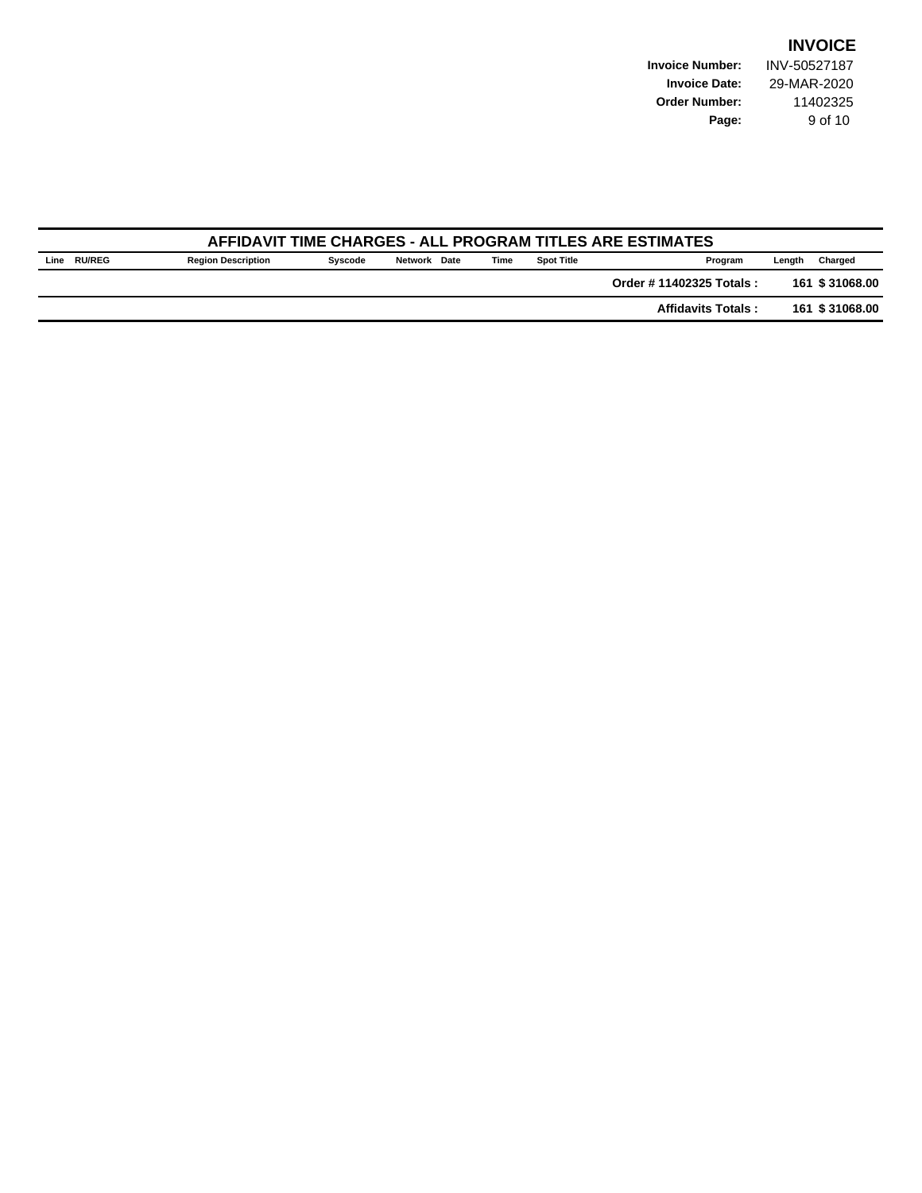# INVOICE

**Invoice Number:** INV-50527187
**Invoice Date:** 29-MAR-2020
**Order Number:** 11402325

## AFFIDAVIT TIME CHARGES - ALL PROGRAM TITLES ARE ESTIMATES

| Line | RU/REG | Region Description | Syscode | Network | Date | Time | Spot Title | Program | Length | Charged |
|---|---|---|---|---|---|---|---|---|---|---|
| | | | | | | | | **Order # 11402325 Totals :** | **161** | **$ 31068.00** |
| | | | | | | | | **Affidavits Totals :** | **161** | **$ 31068.00** |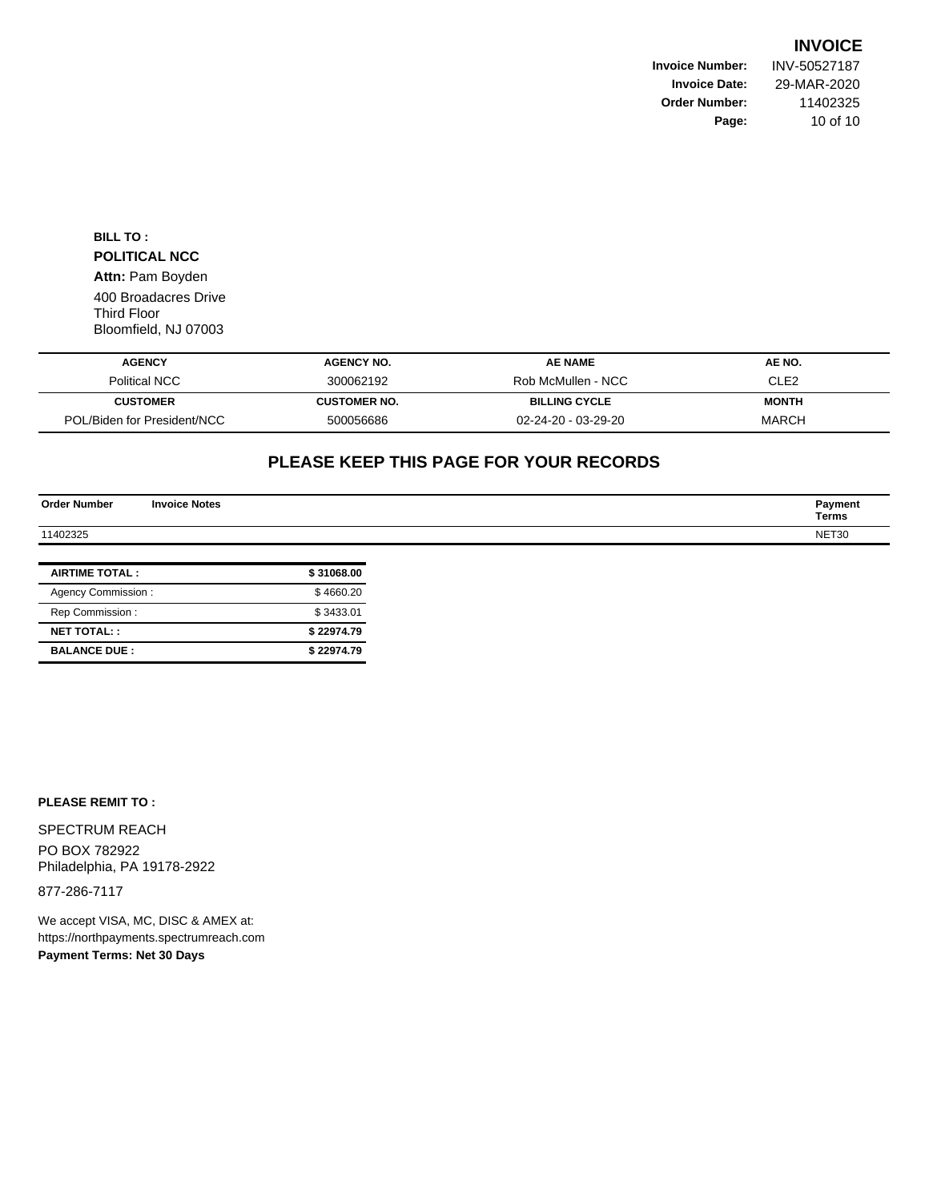# INVOICE

**Invoice Number:** INV-50527187
**Invoice Date:** 29-MAR-2020
**Order Number:** 11402325

**BILL TO :**

**POLITICAL NCC**

**Attn:** Pam Boyden

400 Broadacres Drive
Third Floor
Bloomfield, NJ 07003

| AGENCY | AGENCY NO. | AE NAME | AE NO. |
|---|---|---|---|
| Political NCC | 300062192 | Rob McMullen - NCC | CLE2 |
| **CUSTOMER** | **CUSTOMER NO.** | **BILLING CYCLE** | **MONTH** |
| POL/Biden for President/NCC | 500056686 | 02-24-20 - 03-29-20 | MARCH |

## PLEASE KEEP THIS PAGE FOR YOUR RECORDS

| Order Number | Invoice Notes | Payment Terms |
|---|---|---|
| 11402325 | | NET30 |

| | |
|---|---|
| **AIRTIME TOTAL :** | **$ 31068.00** |
| Agency Commission : | $ 4660.20 |
| Rep Commission : | $ 3433.01 |
| **NET TOTAL: :** | **$ 22974.79** |
| **BALANCE DUE :** | **$ 22974.79** |

**PLEASE REMIT TO :**

SPECTRUM REACH
PO BOX 782922
Philadelphia, PA 19178-2922

877-286-7117

We accept VISA, MC, DISC & AMEX at:
https://northpayments.spectrumreach.com
**Payment Terms: Net 30 Days**